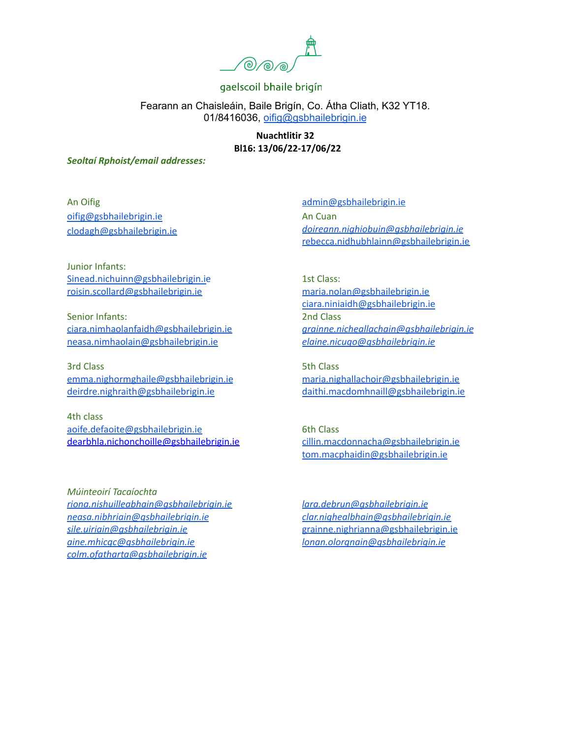gaelscoil bhaile brigín

Fearann an Chaisleáin, Baile Brigín, Co. Átha Cliath, K32 YT18.
01/8416036, oifig@gsbhailebrigin.ie

**Nuachtlitir 32**
**Bl16: 13/06/22-17/06/22**

***Seoltaí Rphoist/email addresses:***

An Oifig
oifig@gsbhailebrigin.ie
clodagh@gsbhailebrigin.ie
admin@gsbhailebrigin.ie

An Cuan
*doireann.nighiobuin@gsbhailebrigin.ie*
rebecca.nidhubhlainn@gsbhailebrigin.ie

Junior Infants:
Sinead.nichuinn@gsbhailebrigin.ie
roisin.scollard@gsbhailebrigin.ie

Senior Infants:
ciara.nimhaolanfaidh@gsbhailebrigin.ie
neasa.nimhaolain@gsbhailebrigin.ie

1st Class:
maria.nolan@gsbhailebrigin.ie
ciara.niniaidh@gsbhailebrigin.ie

2nd Class
*grainne.nicheallachain@gsbhailebrigin.ie*
*elaine.nicugo@gsbhailebrigin.ie*

3rd Class
emma.nighormghaile@gsbhailebrigin.ie
deirdre.nighraith@gsbhailebrigin.ie

4th class
aoife.defaoite@gsbhailebrigin.ie
dearbhla.nichonchoille@gsbhailebrigin.ie

5th Class
maria.nighallachoir@gsbhailebrigin.ie
daithi.macdomhnaill@gsbhailebrigin.ie

6th Class
cillin.macdonnacha@gsbhailebrigin.ie
tom.macphaidin@gsbhailebrigin.ie

*Múinteoirí Tacaíochta*
*riona.nishuilleabhain@gsbhailebrigin.ie*
*neasa.nibhriain@gsbhailebrigin.ie*
*sile.uiriain@gsbhailebrigin.ie*
*aine.mhicgc@gsbhailebrigin.ie*
*colm.ofatharta@gsbhailebrigin.ie*
*lara.debrun@gsbhailebrigin.ie*
*clar.nighealbhain@gsbhailebrigin.ie*
grainne.nighrianna@gsbhailebrigin.ie
*lonan.olorgnain@gsbhailebrigin.ie*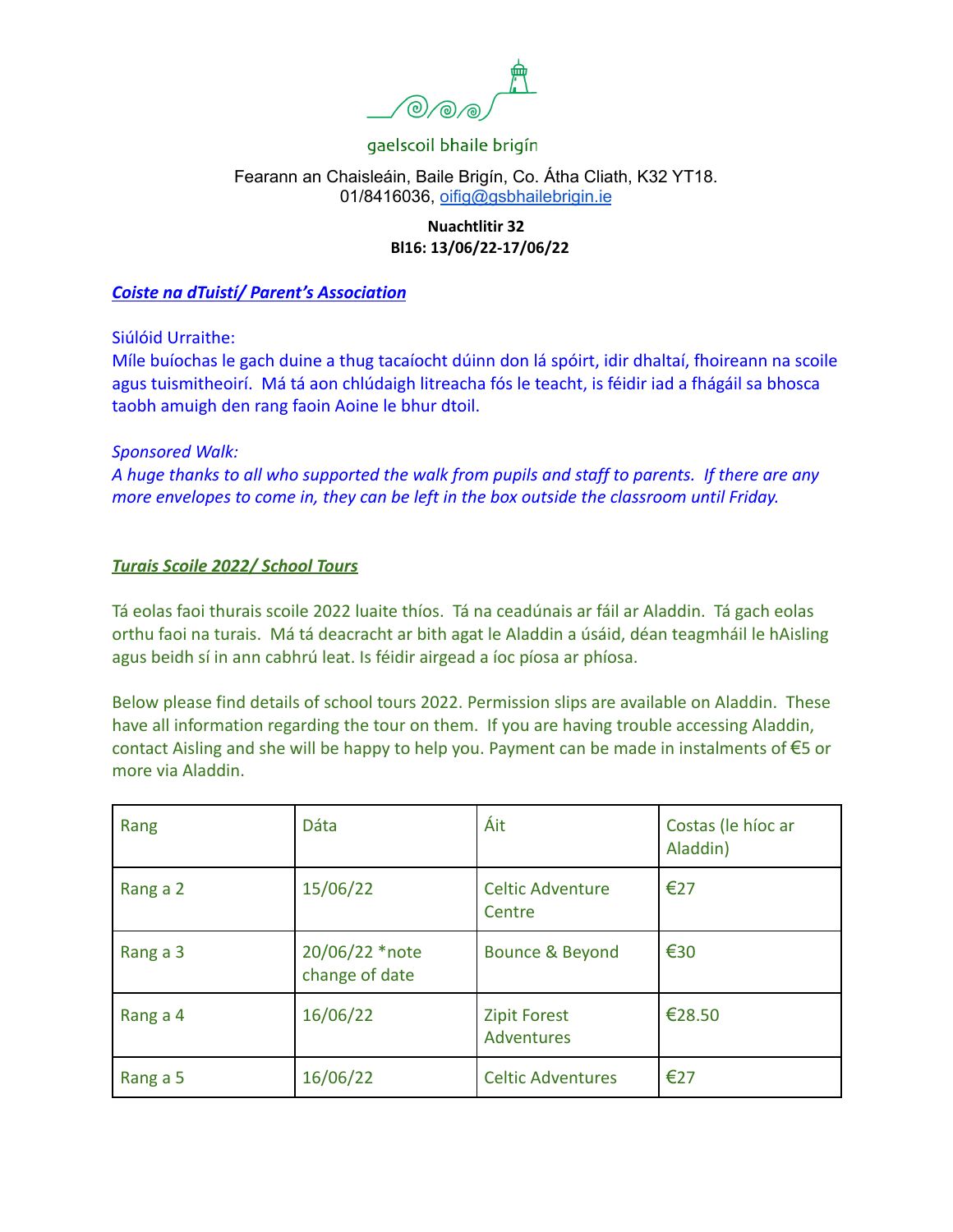gaelscoil bhaile brigín

Fearann an Chaisleáin, Baile Brigín, Co. Átha Cliath, K32 YT18.
01/8416036, oifig@gsbhailebrigin.ie

**Nuachtlitir 32**
**Bl16: 13/06/22-17/06/22**

***Coiste na dTuistí/ Parent's Association***

Siúlóid Urraithe:
Míle buíochas le gach duine a thug tacaíocht dúinn don lá spóirt, idir dhaltaí, fhoireann na scoile agus tuismitheoirí. Má tá aon chlúdaigh litreacha fós le teacht, is féidir iad a fhágáil sa bhosca taobh amuigh den rang faoin Aoine le bhur dtoil.

*Sponsored Walk:*
*A huge thanks to all who supported the walk from pupils and staff to parents. If there are any more envelopes to come in, they can be left in the box outside the classroom until Friday.*

***Turais Scoile 2022/ School Tours***

Tá eolas faoi thurais scoile 2022 luaite thíos. Tá na ceadúnais ar fáil ar Aladdin. Tá gach eolas orthu faoi na turais. Má tá deacracht ar bith agat le Aladdin a úsáid, déan teagmháil le hAisling agus beidh sí in ann cabhrú leat. Is féidir airgead a íoc píosa ar phíosa.

Below please find details of school tours 2022. Permission slips are available on Aladdin. These have all information regarding the tour on them. If you are having trouble accessing Aladdin, contact Aisling and she will be happy to help you. Payment can be made in instalments of €5 or more via Aladdin.

| Rang | Dáta | Áit | Costas (le híoc ar Aladdin) |
|---|---|---|---|
| Rang a 2 | 15/06/22 | Celtic Adventure Centre | €27 |
| Rang a 3 | 20/06/22 *note change of date | Bounce & Beyond | €30 |
| Rang a 4 | 16/06/22 | Zipit Forest Adventures | €28.50 |
| Rang a 5 | 16/06/22 | Celtic Adventures | €27 |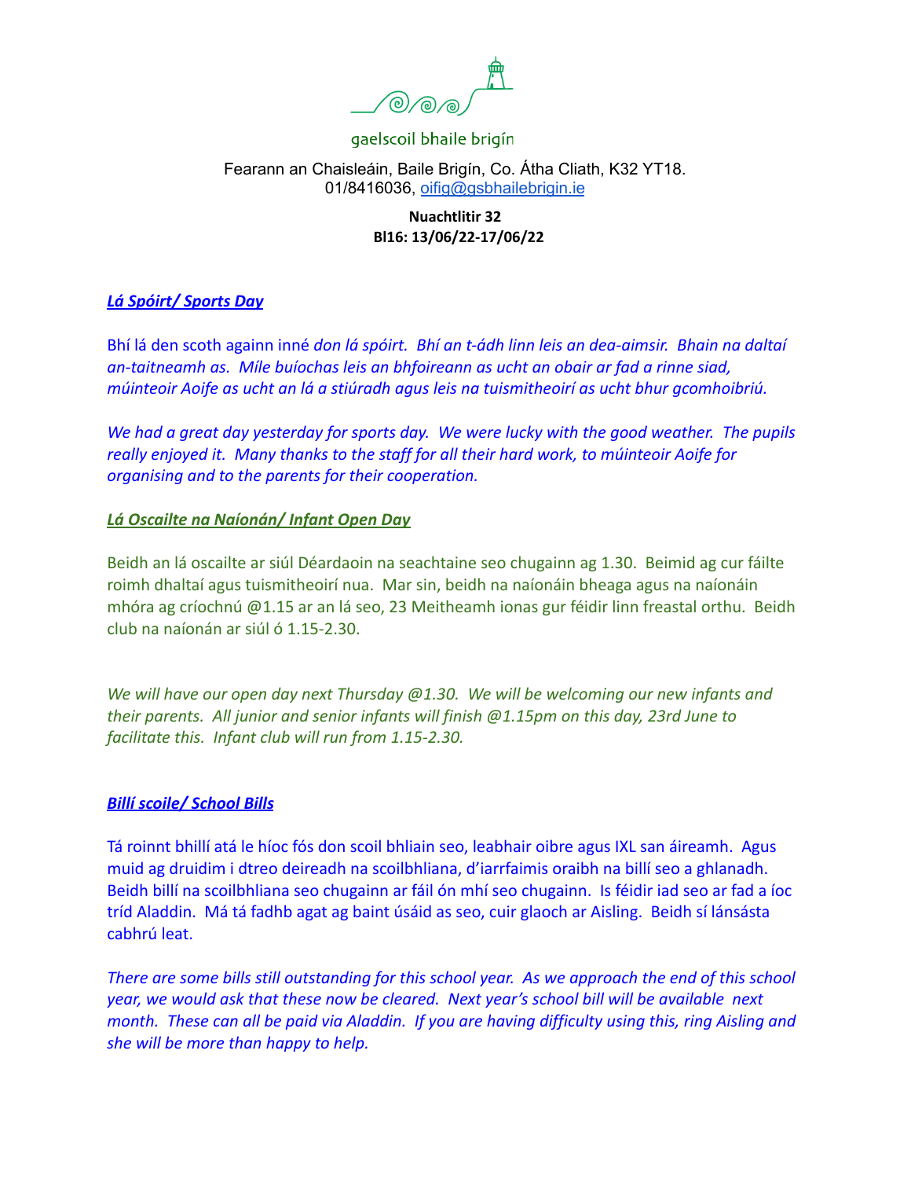gaelscoil bhaile brigín

Fearann an Chaisleáin, Baile Brigín, Co. Átha Cliath, K32 YT18.
01/8416036, oifig@gsbhailebrigin.ie

**Nuachtlitir 32**
**Bl16: 13/06/22-17/06/22**

***Lá Spóirt/ Sports Day***

Bhí lá den scoth againn inné *don lá spóirt. Bhí an t-ádh linn leis an dea-aimsir. Bhain na daltaí an-taitneamh as. Míle buíochas leis an bhfoireann as ucht an obair ar fad a rinne siad, múinteoir Aoife as ucht an lá a stiúradh agus leis na tuismitheoirí as ucht bhur gcomhoibriú.*

*We had a great day yesterday for sports day. We were lucky with the good weather. The pupils really enjoyed it. Many thanks to the staff for all their hard work, to múinteoir Aoife for organising and to the parents for their cooperation.*

***Lá Oscailte na Naíonán/ Infant Open Day***

Beidh an lá oscailte ar siúl Déardaoin na seachtaine seo chugainn ag 1.30. Beimid ag cur fáilte roimh dhaltaí agus tuismitheoirí nua. Mar sin, beidh na naíonáin bheaga agus na naíonáin mhóra ag críochnú @1.15 ar an lá seo, 23 Meitheamh ionas gur féidir linn freastal orthu. Beidh club na naíonán ar siúl ó 1.15-2.30.

*We will have our open day next Thursday @1.30. We will be welcoming our new infants and their parents. All junior and senior infants will finish @1.15pm on this day, 23rd June to facilitate this. Infant club will run from 1.15-2.30.*

***Billí scoile/ School Bills***

Tá roinnt bhillí atá le híoc fós don scoil bhliain seo, leabhair oibre agus IXL san áireamh. Agus muid ag druidim i dtreo deireadh na scoilbhliana, d'iarrfaimis oraibh na billí seo a ghlanadh. Beidh billí na scoilbhliana seo chugainn ar fáil ón mhí seo chugainn. Is féidir iad seo ar fad a íoc tríd Aladdin. Má tá fadhb agat ag baint úsáid as seo, cuir glaoch ar Aisling. Beidh sí lánsásta cabhrú leat.

*There are some bills still outstanding for this school year. As we approach the end of this school year, we would ask that these now be cleared. Next year's school bill will be available next month. These can all be paid via Aladdin. If you are having difficulty using this, ring Aisling and she will be more than happy to help.*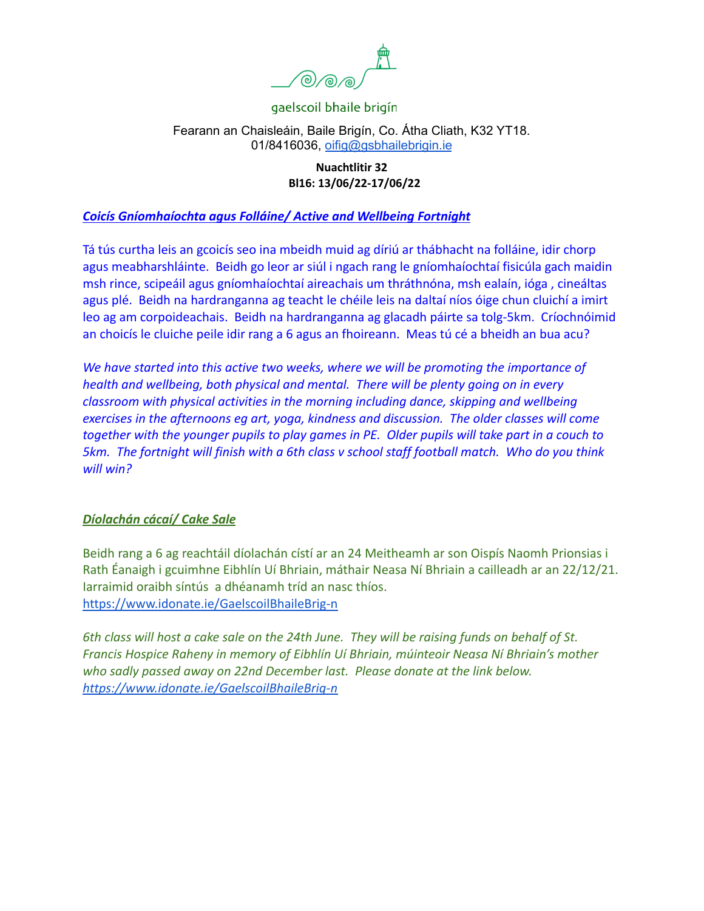gaelscoil bhaile brigín

Fearann an Chaisleáin, Baile Brigín, Co. Átha Cliath, K32 YT18.
01/8416036, oifig@gsbhailebrigin.ie

**Nuachtlitir 32**
**Bl16: 13/06/22-17/06/22**

## ***Coicís Gníomhaíochta agus Folláine/ Active and Wellbeing Fortnight***

Tá tús curtha leis an gcoicís seo ina mbeidh muid ag díriú ar thábhacht na folláine, idir chorp agus meabharshláinte. Beidh go leor ar siúl i ngach rang le gníomhaíochtaí fisicúla gach maidin msh rince, scipeáil agus gníomhaíochtaí aireachais um thráthnóna, msh ealaín, ióga , cineáltas agus plé. Beidh na hardranganna ag teacht le chéile leis na daltaí níos óige chun cluichí a imirt leo ag am corpoideachais. Beidh na hardranganna ag glacadh páirte sa tolg-5km. Críochnóimid an choicís le cluiche peile idir rang a 6 agus an fhoireann. Meas tú cé a bheidh an bua acu?

*We have started into this active two weeks, where we will be promoting the importance of health and wellbeing, both physical and mental. There will be plenty going on in every classroom with physical activities in the morning including dance, skipping and wellbeing exercises in the afternoons eg art, yoga, kindness and discussion. The older classes will come together with the younger pupils to play games in PE. Older pupils will take part in a couch to 5km. The fortnight will finish with a 6th class v school staff football match. Who do you think will win?*

## ***Díolachán cácaí/ Cake Sale***

Beidh rang a 6 ag reachtáil díolachán cístí ar an 24 Meitheamh ar son Oispís Naomh Prionsias i Rath Éanaigh i gcuimhne Eibhlín Uí Bhriain, máthair Neasa Ní Bhriain a cailleadh ar an 22/12/21. Iarraimid oraibh síntús a dhéanamh tríd an nasc thíos.
https://www.idonate.ie/GaelscoilBhaileBrig-n

*6th class will host a cake sale on the 24th June. They will be raising funds on behalf of St. Francis Hospice Raheny in memory of Eibhlín Uí Bhriain, múinteoir Neasa Ní Bhriain's mother who sadly passed away on 22nd December last. Please donate at the link below.*
*https://www.idonate.ie/GaelscoilBhaileBrig-n*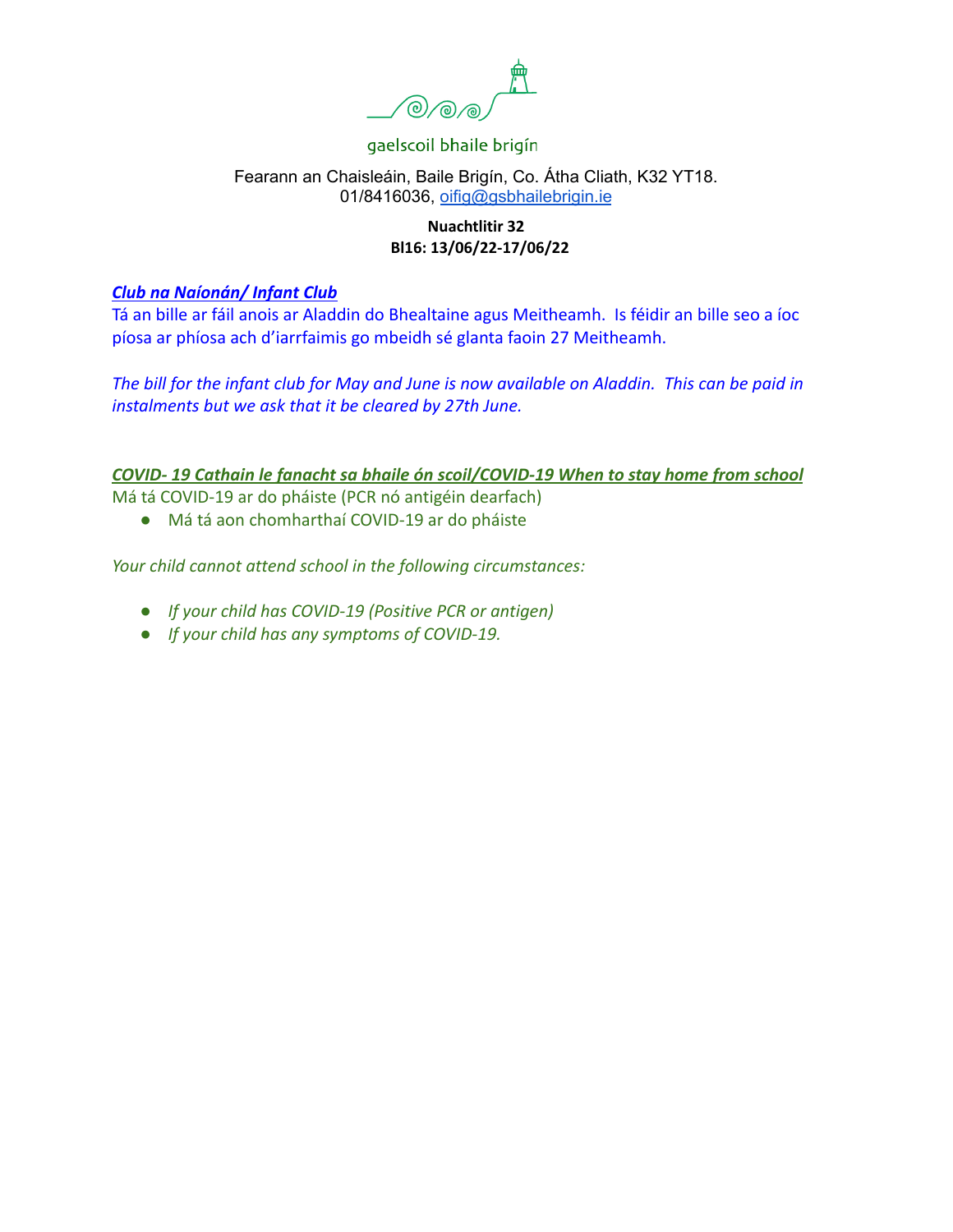gaelscoil bhaile brigín

Fearann an Chaisleáin, Baile Brigín, Co. Átha Cliath, K32 YT18.
01/8416036, oifig@gsbhailebrigin.ie

**Nuachtlitir 32**
**Bl16: 13/06/22-17/06/22**

***Club na Naíonán/ Infant Club***

Tá an bille ar fáil anois ar Aladdin do Bhealtaine agus Meitheamh. Is féidir an bille seo a íoc píosa ar phíosa ach d'iarrfaimis go mbeidh sé glanta faoin 27 Meitheamh.

*The bill for the infant club for May and June is now available on Aladdin. This can be paid in instalments but we ask that it be cleared by 27th June.*

***COVID- 19 Cathain le fanacht sa bhaile ón scoil/COVID-19 When to stay home from school***

Má tá COVID-19 ar do pháiste (PCR nó antigéin dearfach)

- Má tá aon chomharthaí COVID-19 ar do pháiste

*Your child cannot attend school in the following circumstances:*

- *If your child has COVID-19 (Positive PCR or antigen)*
- *If your child has any symptoms of COVID-19.*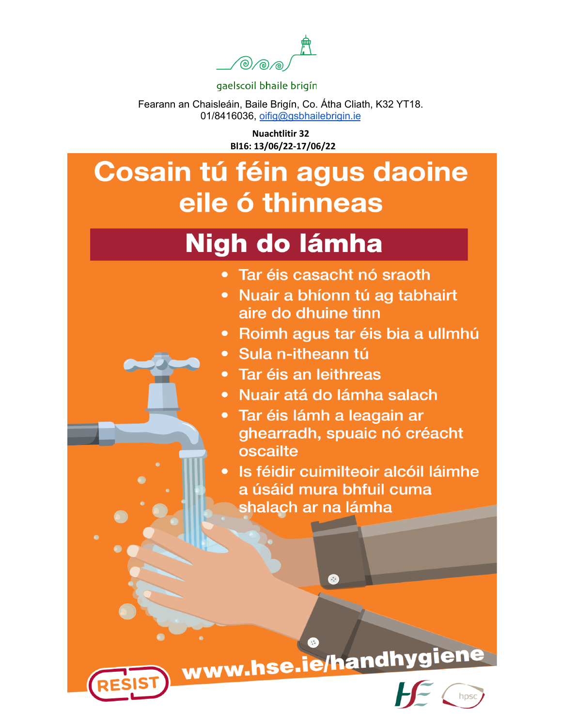gaelscoil bhaile brigín

Fearann an Chaisleáin, Baile Brigín, Co. Átha Cliath, K32 YT18.
01/8416036, oifig@gsbhailebrigin.ie

**Nuachtlitir 32**
**Bl16: 13/06/22-17/06/22**

# Cosain tú féin agus daoine eile ó thinneas

## Nigh do lámha

- Tar éis casacht nó sraoth
- Nuair a bhíonn tú ag tabhairt aire do dhuine tinn
- Roimh agus tar éis bia a ullmhú
- Sula n-itheann tú
- Tar éis an leithreas
- Nuair atá do lámha salach
- Tar éis lámh a leagain ar ghearradh, spuaic nó créacht oscailte
- Is féidir cuimilteoir alcóil láimhe a úsáid mura bhfuil cuma shalach ar na lámha

RESIST

www.hse.ie/handhygiene

HSE hpsc